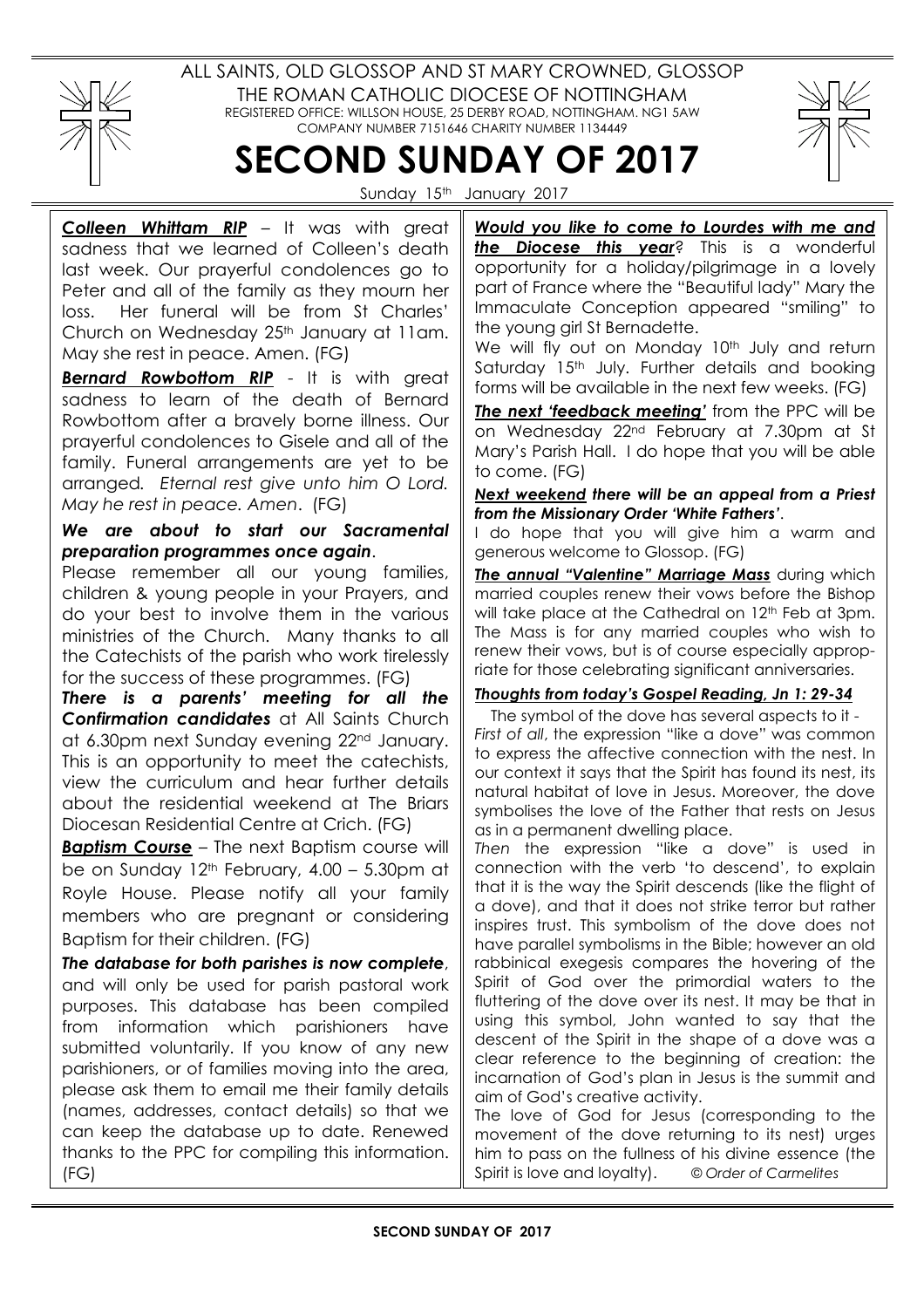ALL SAINTS, OLD GLOSSOP AND ST MARY CROWNED, GLOSSOP

THE ROMAN CATHOLIC DIOCESE OF NOTTINGHAM

REGISTERED OFFICE: WILLSON HOUSE, 25 DERBY ROAD, NOTTINGHAM. NG1 5AW

COMPANY NUMBER 7151646 CHARITY NUMBER 1134449

# SECOND SUNDAY OF 2017

Sunday 15th January 2017

***Colleen Whittam RIP*** – It was with great sadness that we learned of Colleen's death last week. Our prayerful condolences go to Peter and all of the family as they mourn her loss. Her funeral will be from St Charles' Church on Wednesday 25th January at 11am. May she rest in peace. Amen. (FG)

***Bernard Rowbottom RIP*** - It is with great sadness to learn of the death of Bernard Rowbottom after a bravely borne illness. Our prayerful condolences to Gisele and all of the family. Funeral arrangements are yet to be arranged. *Eternal rest give unto him O Lord. May he rest in peace. Amen*. (FG)

***We are about to start our Sacramental preparation programmes once again***.

Please remember all our young families, children & young people in your Prayers, and do your best to involve them in the various ministries of the Church. Many thanks to all the Catechists of the parish who work tirelessly for the success of these programmes. (FG)

***There is a parents' meeting for all the Confirmation candidates*** at All Saints Church at 6.30pm next Sunday evening 22nd January. This is an opportunity to meet the catechists, view the curriculum and hear further details about the residential weekend at The Briars Diocesan Residential Centre at Crich. (FG)

***Baptism Course*** – The next Baptism course will be on Sunday 12th February, 4.00 – 5.30pm at Royle House. Please notify all your family members who are pregnant or considering Baptism for their children. (FG)

***The database for both parishes is now complete***, and will only be used for parish pastoral work purposes. This database has been compiled from information which parishioners have submitted voluntarily. If you know of any new parishioners, or of families moving into the area, please ask them to email me their family details (names, addresses, contact details) so that we can keep the database up to date. Renewed thanks to the PPC for compiling this information. (FG)

***Would you like to come to Lourdes with me and the Diocese this year***? This is a wonderful opportunity for a holiday/pilgrimage in a lovely part of France where the "Beautiful lady" Mary the Immaculate Conception appeared "smiling" to the young girl St Bernadette.

We will fly out on Monday 10th July and return Saturday 15th July. Further details and booking forms will be available in the next few weeks. (FG)

***The next 'feedback meeting'*** from the PPC will be on Wednesday 22nd February at 7.30pm at St Mary's Parish Hall. I do hope that you will be able to come. (FG)

***Next weekend there will be an appeal from a Priest from the Missionary Order 'White Fathers'***.

I do hope that you will give him a warm and generous welcome to Glossop. (FG)

***The annual "Valentine" Marriage Mass*** during which married couples renew their vows before the Bishop will take place at the Cathedral on 12th Feb at 3pm. The Mass is for any married couples who wish to renew their vows, but is of course especially appropriate for those celebrating significant anniversaries.

***Thoughts from today's Gospel Reading, Jn 1: 29-34***

The symbol of the dove has several aspects to it - *First of all*, the expression "like a dove" was common to express the affective connection with the nest. In our context it says that the Spirit has found its nest, its natural habitat of love in Jesus. Moreover, the dove symbolises the love of the Father that rests on Jesus as in a permanent dwelling place.

*Then* the expression "like a dove" is used in connection with the verb 'to descend', to explain that it is the way the Spirit descends (like the flight of a dove), and that it does not strike terror but rather inspires trust. This symbolism of the dove does not have parallel symbolisms in the Bible; however an old rabbinical exegesis compares the hovering of the Spirit of God over the primordial waters to the fluttering of the dove over its nest. It may be that in using this symbol, John wanted to say that the descent of the Spirit in the shape of a dove was a clear reference to the beginning of creation: the incarnation of God's plan in Jesus is the summit and aim of God's creative activity.

The love of God for Jesus (corresponding to the movement of the dove returning to its nest) urges him to pass on the fullness of his divine essence (the Spirit is love and loyalty). *© Order of Carmelites*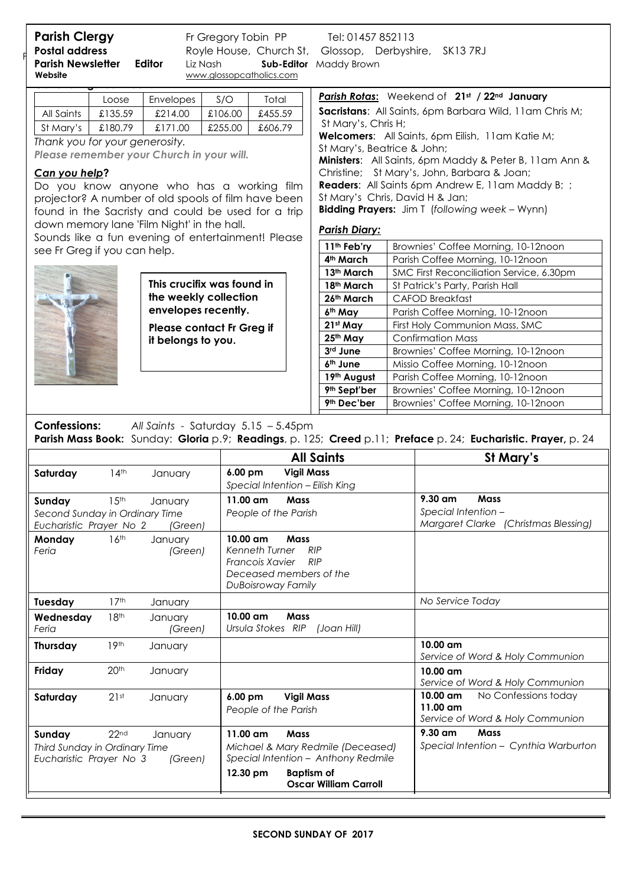**Parish Clergy** Fr Gregory Tobin PP Tel: 01457 852113
**Postal address** Royle House, Church St, Glossop, Derbyshire, SK13 7RJ
**Parish Newsletter Editor** Liz Nash **Sub-Editor** Maddy Brown
**Website** www.glossopcatholics.com

| | Loose | Envelopes | S/O | Total |
|---|---|---|---|---|
| All Saints | £135.59 | £214.00 | £106.00 | £455.59 |
| St Mary's | £180.79 | £171.00 | £255.00 | £606.79 |

*Thank you for your generosity.*

***Please remember your Church in your will.***

## *Can you help?*

Do you know anyone who has a working film projector? A number of old spools of film have been found in the Sacristy and could be used for a trip down memory lane 'Film Night' in the hall.
Sounds like a fun evening of entertainment! Please see Fr Greg if you can help.

**This crucifix was found in the weekly collection envelopes recently.**

**Please contact Fr Greg if it belongs to you.**

***Parish Rotas:*** Weekend of **21st / 22nd January**

**Sacristans**: All Saints, 6pm Barbara Wild, 11am Chris M; St Mary's, Chris H;
**Welcomers**: All Saints, 6pm Eilish, 11am Katie M; St Mary's, Beatrice & John;
**Ministers**: All Saints, 6pm Maddy & Peter B, 11am Ann & Christine; St Mary's, John, Barbara & Joan;
**Readers**: All Saints 6pm Andrew E, 11am Maddy B; ; St Mary's Chris, David H & Jan;
**Bidding Prayers:** Jim T (*following week* – Wynn)

***Parish Diary:***

| | |
|---|---|
| **11th Feb'ry** | Brownies' Coffee Morning, 10-12noon |
| **4th March** | Parish Coffee Morning, 10-12noon |
| **13th March** | SMC First Reconciliation Service, 6.30pm |
| **18th March** | St Patrick's Party, Parish Hall |
| **26th March** | CAFOD Breakfast |
| **6th May** | Parish Coffee Morning, 10-12noon |
| **21st May** | First Holy Communion Mass, SMC |
| **25th May** | Confirmation Mass |
| **3rd June** | Brownies' Coffee Morning, 10-12noon |
| **6th June** | Missio Coffee Morning, 10-12noon |
| **19th August** | Parish Coffee Morning, 10-12noon |
| **9th Sept'ber** | Brownies' Coffee Morning, 10-12noon |
| **9th Dec'ber** | Brownies' Coffee Morning, 10-12noon |

**Confessions:** *All Saints* - Saturday 5.15 – 5.45pm

**Parish Mass Book:** Sunday: **Gloria** p.9; **Readings**, p. 125; **Creed** p.11; **Preface** p. 24; **Eucharistic. Prayer,** p. 24

| | All Saints | St Mary's |
|---|---|---|
| **Saturday** 14th January | **6.00 pm Vigil Mass**<br>*Special Intention – Eilish King* | |
| **Sunday** 15th January<br>*Second Sunday in Ordinary Time*<br>*Eucharistic Prayer No 2 (Green)* | **11.00 am Mass**<br>*People of the Parish* | **9.30 am Mass**<br>*Special Intention – Margaret Clarke (Christmas Blessing)* |
| **Monday** 16th January<br>*Feria (Green)* | **10.00 am Mass**<br>*Kenneth Turner RIP*<br>*Francois Xavier RIP*<br>*Deceased members of the DuBoisroway Family* | |
| **Tuesday** 17th January | | *No Service Today* |
| **Wednesday** 18th January<br>*Feria (Green)* | **10.00 am Mass**<br>*Ursula Stokes RIP (Joan Hill)* | |
| **Thursday** 19th January | | **10.00 am**<br>*Service of Word & Holy Communion* |
| **Friday** 20th January | | **10.00 am**<br>*Service of Word & Holy Communion* |
| **Saturday** 21st January | **6.00 pm Vigil Mass**<br>*People of the Parish* | **10.00 am** No Confessions today<br>**11.00 am**<br>*Service of Word & Holy Communion* |
| **Sunday** 22nd January<br>*Third Sunday in Ordinary Time*<br>*Eucharistic Prayer No 3 (Green)* | **11.00 am Mass**<br>*Michael & Mary Redmile (Deceased)*<br>*Special Intention – Anthony Redmile*<br>**12.30 pm Baptism of Oscar William Carroll** | **9.30 am Mass**<br>*Special Intention – Cynthia Warburton* |

**SECOND SUNDAY OF 2017**